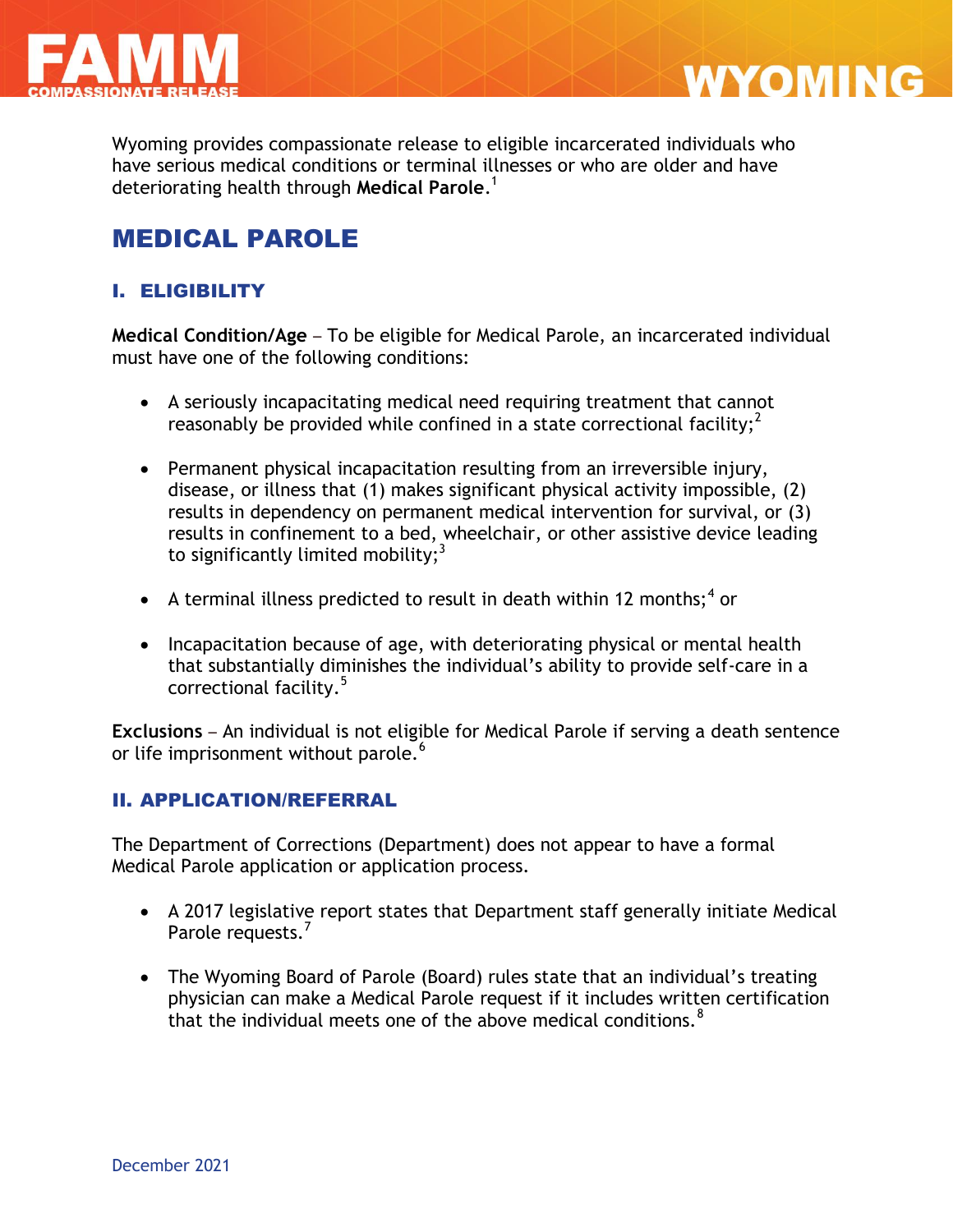# WYOMING

Wyoming provides compassionate release to eligible incarcerated individuals who have serious medical conditions or terminal illnesses or who are older and have deteriorating health through **Medical Parole**.[1]

## MEDICAL PAROLE

### I. ELIGIBILITY

**Medical Condition/Age** – To be eligible for Medical Parole, an incarcerated individual must have one of the following conditions:

- A seriously incapacitating medical need requiring treatment that cannot reasonably be provided while confined in a state correctional facility;[2]
- Permanent physical incapacitation resulting from an irreversible injury, disease, or illness that (1) makes significant physical activity impossible, (2) results in dependency on permanent medical intervention for survival, or (3) results in confinement to a bed, wheelchair, or other assistive device leading to significantly limited mobility;[3]
- A terminal illness predicted to result in death within 12 months;[4] or
- Incapacitation because of age, with deteriorating physical or mental health that substantially diminishes the individual's ability to provide self-care in a correctional facility.[5]

**Exclusions** – An individual is not eligible for Medical Parole if serving a death sentence or life imprisonment without parole.[6]

### II. APPLICATION/REFERRAL

The Department of Corrections (Department) does not appear to have a formal Medical Parole application or application process.

- A 2017 legislative report states that Department staff generally initiate Medical Parole requests.[7]
- The Wyoming Board of Parole (Board) rules state that an individual's treating physician can make a Medical Parole request if it includes written certification that the individual meets one of the above medical conditions.[8]

December 2021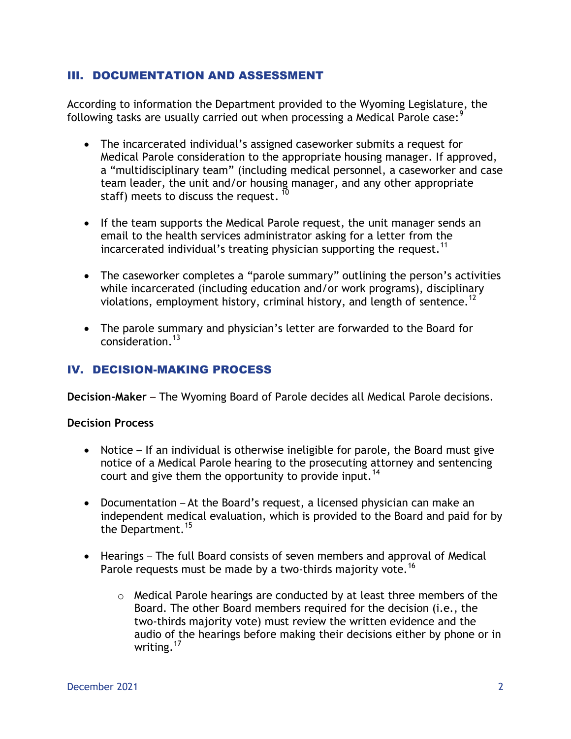## III. DOCUMENTATION AND ASSESSMENT

According to information the Department provided to the Wyoming Legislature, the following tasks are usually carried out when processing a Medical Parole case:[9]

- The incarcerated individual's assigned caseworker submits a request for Medical Parole consideration to the appropriate housing manager. If approved, a "multidisciplinary team" (including medical personnel, a caseworker and case team leader, the unit and/or housing manager, and any other appropriate staff) meets to discuss the request.[10]

- If the team supports the Medical Parole request, the unit manager sends an email to the health services administrator asking for a letter from the incarcerated individual's treating physician supporting the request.[11]

- The caseworker completes a "parole summary" outlining the person's activities while incarcerated (including education and/or work programs), disciplinary violations, employment history, criminal history, and length of sentence.[12]

- The parole summary and physician's letter are forwarded to the Board for consideration.[13]

## IV. DECISION-MAKING PROCESS

**Decision-Maker** – The Wyoming Board of Parole decides all Medical Parole decisions.

**Decision Process**

- Notice – If an individual is otherwise ineligible for parole, the Board must give notice of a Medical Parole hearing to the prosecuting attorney and sentencing court and give them the opportunity to provide input.[14]

- Documentation – At the Board's request, a licensed physician can make an independent medical evaluation, which is provided to the Board and paid for by the Department.[15]

- Hearings – The full Board consists of seven members and approval of Medical Parole requests must be made by a two-thirds majority vote.[16]

    - Medical Parole hearings are conducted by at least three members of the Board. The other Board members required for the decision (i.e., the two-thirds majority vote) must review the written evidence and the audio of the hearings before making their decisions either by phone or in writing.[17]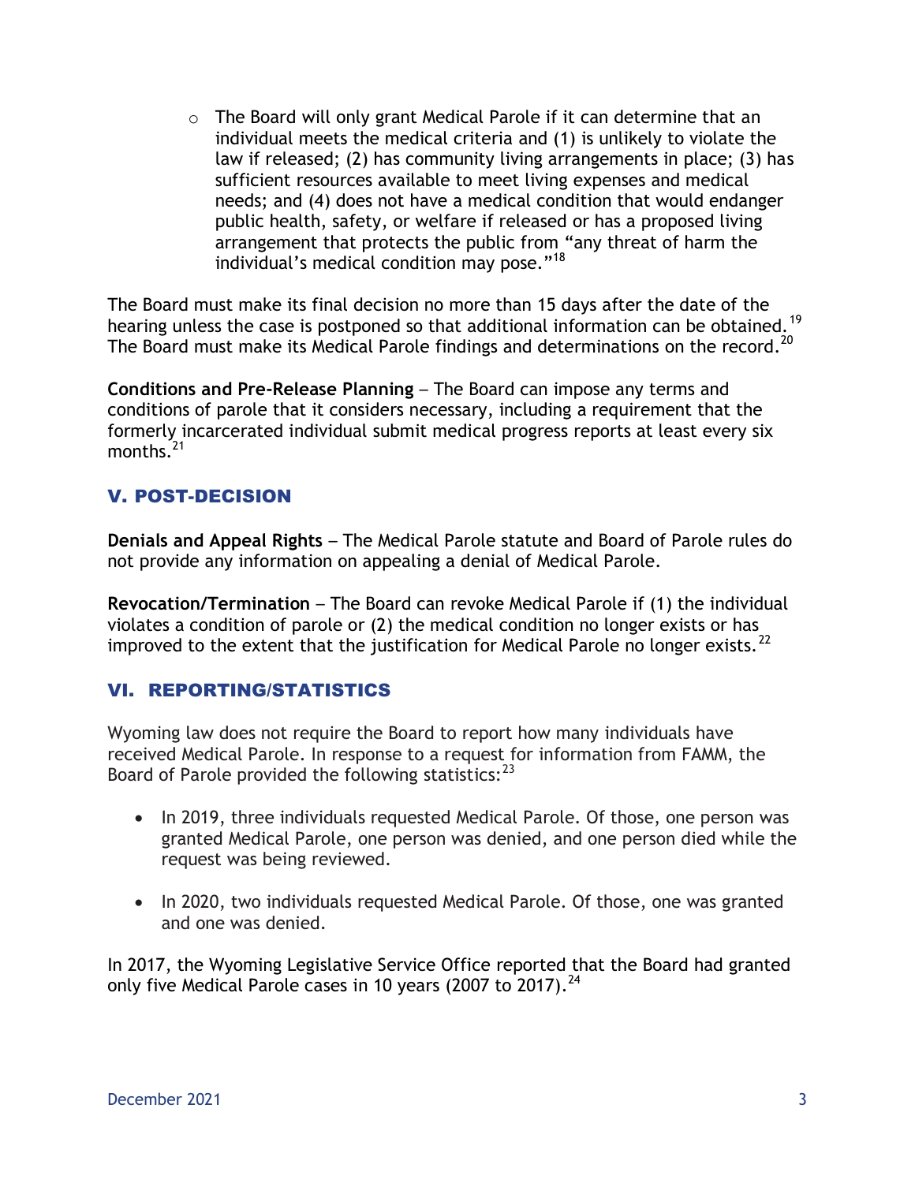- The Board will only grant Medical Parole if it can determine that an individual meets the medical criteria and (1) is unlikely to violate the law if released; (2) has community living arrangements in place; (3) has sufficient resources available to meet living expenses and medical needs; and (4) does not have a medical condition that would endanger public health, safety, or welfare if released or has a proposed living arrangement that protects the public from "any threat of harm the individual's medical condition may pose."[18]

The Board must make its final decision no more than 15 days after the date of the hearing unless the case is postponed so that additional information can be obtained.[19] The Board must make its Medical Parole findings and determinations on the record.[20]

**Conditions and Pre-Release Planning** – The Board can impose any terms and conditions of parole that it considers necessary, including a requirement that the formerly incarcerated individual submit medical progress reports at least every six months.[21]

## V. POST-DECISION

**Denials and Appeal Rights** – The Medical Parole statute and Board of Parole rules do not provide any information on appealing a denial of Medical Parole.

**Revocation/Termination** – The Board can revoke Medical Parole if (1) the individual violates a condition of parole or (2) the medical condition no longer exists or has improved to the extent that the justification for Medical Parole no longer exists.[22]

## VI. REPORTING/STATISTICS

Wyoming law does not require the Board to report how many individuals have received Medical Parole. In response to a request for information from FAMM, the Board of Parole provided the following statistics:[23]

- In 2019, three individuals requested Medical Parole. Of those, one person was granted Medical Parole, one person was denied, and one person died while the request was being reviewed.
- In 2020, two individuals requested Medical Parole. Of those, one was granted and one was denied.

In 2017, the Wyoming Legislative Service Office reported that the Board had granted only five Medical Parole cases in 10 years (2007 to 2017).[24]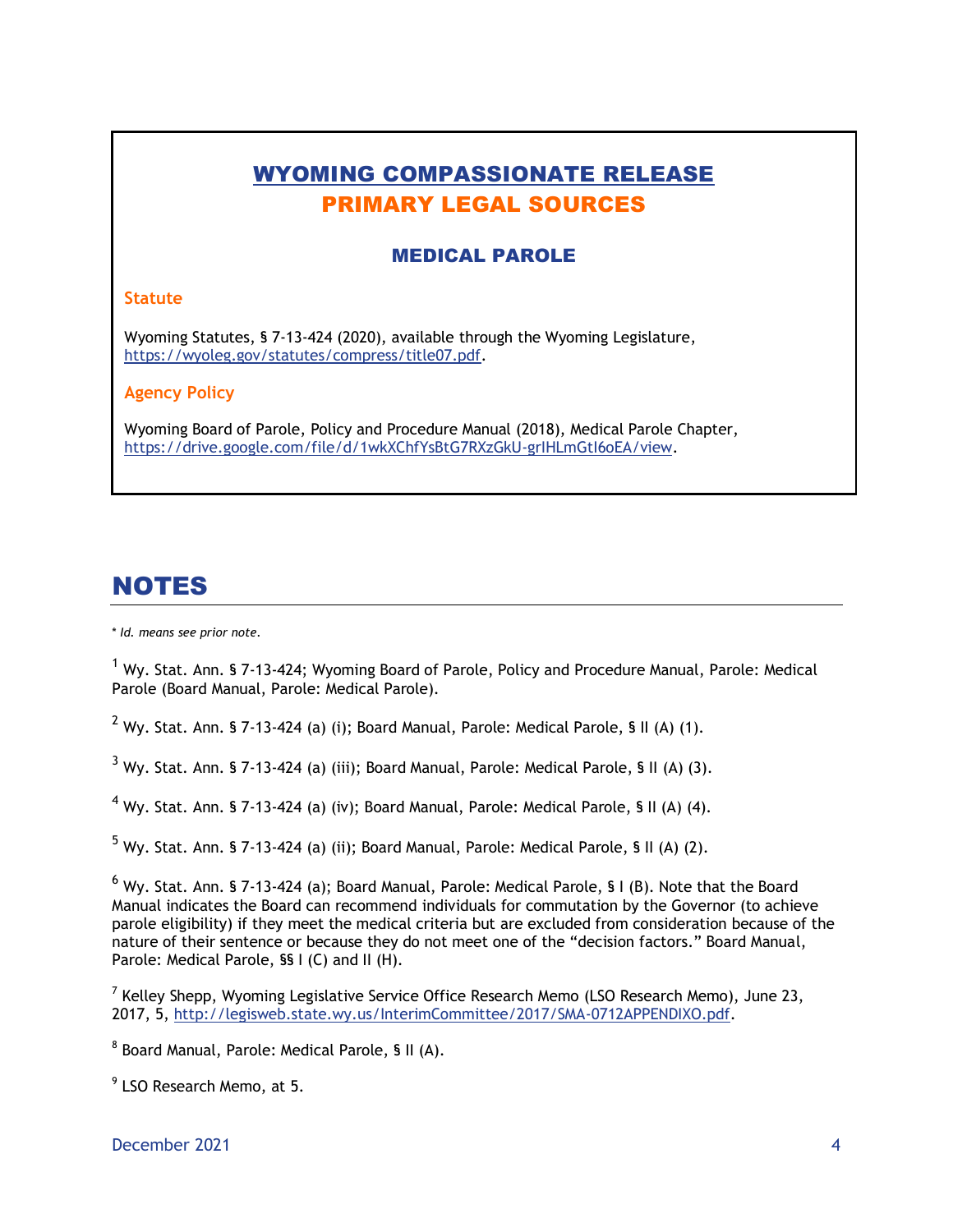## WYOMING COMPASSIONATE RELEASE
## PRIMARY LEGAL SOURCES

### MEDICAL PAROLE

**Statute**

Wyoming Statutes, § 7-13-424 (2020), available through the Wyoming Legislature, https://wyoleg.gov/statutes/compress/title07.pdf.

**Agency Policy**

Wyoming Board of Parole, Policy and Procedure Manual (2018), Medical Parole Chapter, https://drive.google.com/file/d/1wkXChfYsBtG7RXzGkU-grIHLmGtI6oEA/view.

# NOTES

*\* Id. means see prior note.*

[1] Wy. Stat. Ann. § 7-13-424; Wyoming Board of Parole, Policy and Procedure Manual, Parole: Medical Parole (Board Manual, Parole: Medical Parole).

[2] Wy. Stat. Ann. § 7-13-424 (a) (i); Board Manual, Parole: Medical Parole, § II (A) (1).

[3] Wy. Stat. Ann. § 7-13-424 (a) (iii); Board Manual, Parole: Medical Parole, § II (A) (3).

[4] Wy. Stat. Ann. § 7-13-424 (a) (iv); Board Manual, Parole: Medical Parole, § II (A) (4).

[5] Wy. Stat. Ann. § 7-13-424 (a) (ii); Board Manual, Parole: Medical Parole, § II (A) (2).

[6] Wy. Stat. Ann. § 7-13-424 (a); Board Manual, Parole: Medical Parole, § I (B). Note that the Board Manual indicates the Board can recommend individuals for commutation by the Governor (to achieve parole eligibility) if they meet the medical criteria but are excluded from consideration because of the nature of their sentence or because they do not meet one of the "decision factors." Board Manual, Parole: Medical Parole, §§ I (C) and II (H).

[7] Kelley Shepp, Wyoming Legislative Service Office Research Memo (LSO Research Memo), June 23, 2017, 5, http://legisweb.state.wy.us/InterimCommittee/2017/SMA-0712APPENDIXO.pdf.

[8] Board Manual, Parole: Medical Parole, § II (A).

[9] LSO Research Memo, at 5.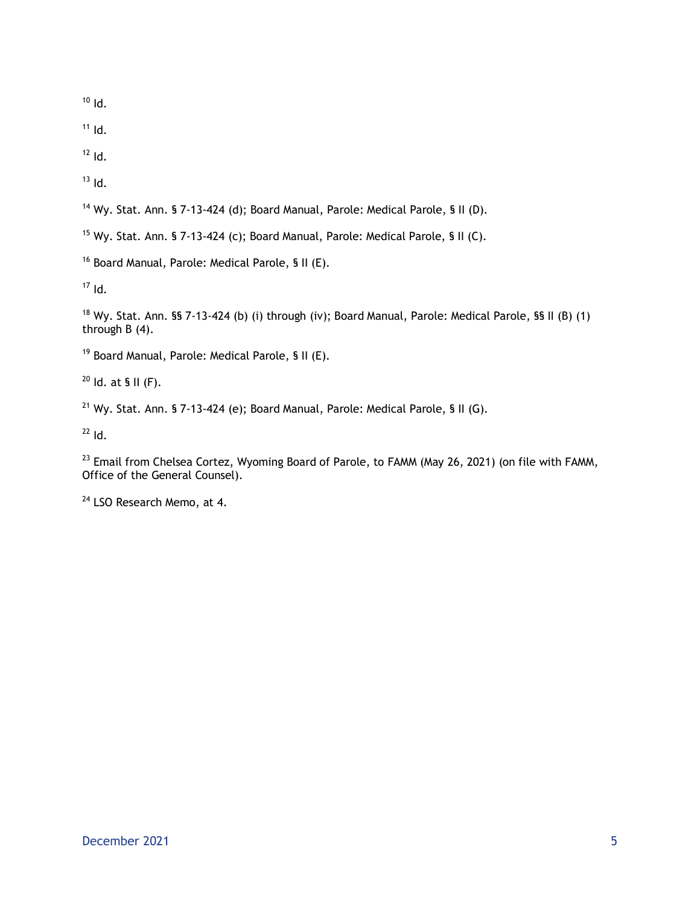[10] Id.

[11] Id.

[12] Id.

[13] Id.

[14] Wy. Stat. Ann. § 7-13-424 (d); Board Manual, Parole: Medical Parole, § II (D).

[15] Wy. Stat. Ann. § 7-13-424 (c); Board Manual, Parole: Medical Parole, § II (C).

[16] Board Manual, Parole: Medical Parole, § II (E).

[17] Id.

[18] Wy. Stat. Ann. §§ 7-13-424 (b) (i) through (iv); Board Manual, Parole: Medical Parole, §§ II (B) (1) through B (4).

[19] Board Manual, Parole: Medical Parole, § II (E).

[20] Id. at § II (F).

[21] Wy. Stat. Ann. § 7-13-424 (e); Board Manual, Parole: Medical Parole, § II (G).

[22] Id.

[23] Email from Chelsea Cortez, Wyoming Board of Parole, to FAMM (May 26, 2021) (on file with FAMM, Office of the General Counsel).

[24] LSO Research Memo, at 4.